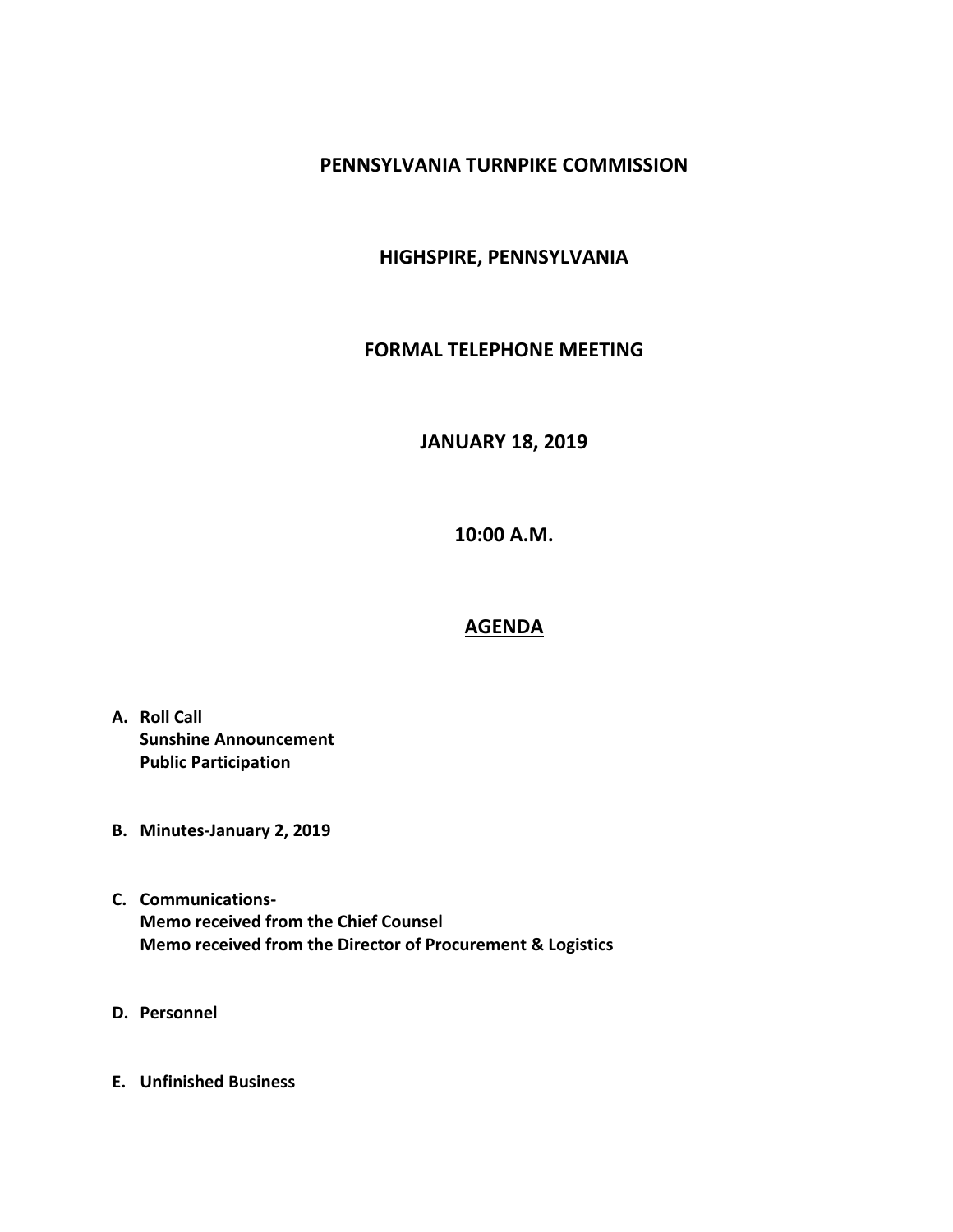# PENNSYLVANIA TURNPIKE COMMISSION

## HIGHSPIRE, PENNSYLVANIA

## FORMAL TELEPHONE MEETING

## JANUARY 18, 2019

## 10:00 A.M.

## AGENDA

**A. Roll Call**
**Sunshine Announcement**
**Public Participation**

**B. Minutes-January 2, 2019**

**C. Communications-**
**Memo received from the Chief Counsel**
**Memo received from the Director of Procurement & Logistics**

**D. Personnel**

**E. Unfinished Business**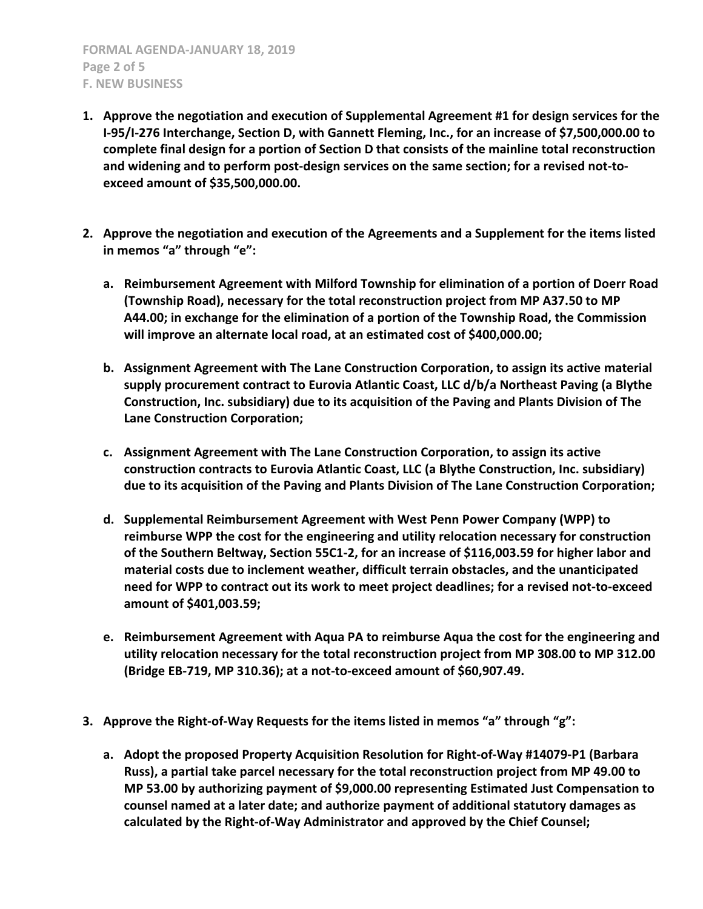1. **Approve the negotiation and execution of Supplemental Agreement #1 for design services for the I-95/I-276 Interchange, Section D, with Gannett Fleming, Inc., for an increase of $7,500,000.00 to complete final design for a portion of Section D that consists of the mainline total reconstruction and widening and to perform post-design services on the same section; for a revised not-to-exceed amount of $35,500,000.00.**

2. **Approve the negotiation and execution of the Agreements and a Supplement for the items listed in memos "a" through "e":**

   a. **Reimbursement Agreement with Milford Township for elimination of a portion of Doerr Road (Township Road), necessary for the total reconstruction project from MP A37.50 to MP A44.00; in exchange for the elimination of a portion of the Township Road, the Commission will improve an alternate local road, at an estimated cost of $400,000.00;**

   b. **Assignment Agreement with The Lane Construction Corporation, to assign its active material supply procurement contract to Eurovia Atlantic Coast, LLC d/b/a Northeast Paving (a Blythe Construction, Inc. subsidiary) due to its acquisition of the Paving and Plants Division of The Lane Construction Corporation;**

   c. **Assignment Agreement with The Lane Construction Corporation, to assign its active construction contracts to Eurovia Atlantic Coast, LLC (a Blythe Construction, Inc. subsidiary) due to its acquisition of the Paving and Plants Division of The Lane Construction Corporation;**

   d. **Supplemental Reimbursement Agreement with West Penn Power Company (WPP) to reimburse WPP the cost for the engineering and utility relocation necessary for construction of the Southern Beltway, Section 55C1-2, for an increase of $116,003.59 for higher labor and material costs due to inclement weather, difficult terrain obstacles, and the unanticipated need for WPP to contract out its work to meet project deadlines; for a revised not-to-exceed amount of $401,003.59;**

   e. **Reimbursement Agreement with Aqua PA to reimburse Aqua the cost for the engineering and utility relocation necessary for the total reconstruction project from MP 308.00 to MP 312.00 (Bridge EB-719, MP 310.36); at a not-to-exceed amount of $60,907.49.**

3. **Approve the Right-of-Way Requests for the items listed in memos "a" through "g":**

   a. **Adopt the proposed Property Acquisition Resolution for Right-of-Way #14079-P1 (Barbara Russ), a partial take parcel necessary for the total reconstruction project from MP 49.00 to MP 53.00 by authorizing payment of $9,000.00 representing Estimated Just Compensation to counsel named at a later date; and authorize payment of additional statutory damages as calculated by the Right-of-Way Administrator and approved by the Chief Counsel;**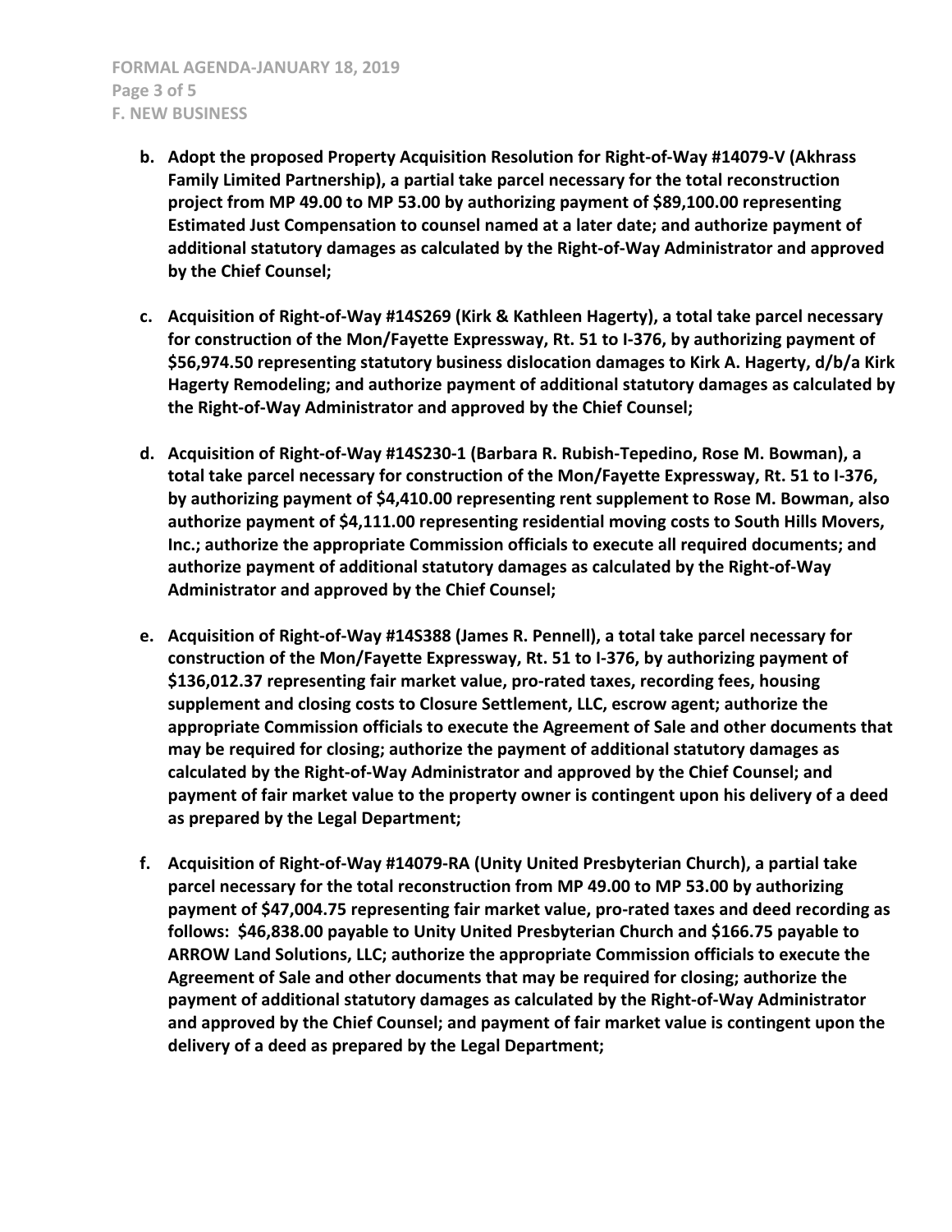b. **Adopt the proposed Property Acquisition Resolution for Right-of-Way #14079-V (Akhrass Family Limited Partnership), a partial take parcel necessary for the total reconstruction project from MP 49.00 to MP 53.00 by authorizing payment of $89,100.00 representing Estimated Just Compensation to counsel named at a later date; and authorize payment of additional statutory damages as calculated by the Right-of-Way Administrator and approved by the Chief Counsel;**

c. **Acquisition of Right-of-Way #14S269 (Kirk & Kathleen Hagerty), a total take parcel necessary for construction of the Mon/Fayette Expressway, Rt. 51 to I-376, by authorizing payment of $56,974.50 representing statutory business dislocation damages to Kirk A. Hagerty, d/b/a Kirk Hagerty Remodeling; and authorize payment of additional statutory damages as calculated by the Right-of-Way Administrator and approved by the Chief Counsel;**

d. **Acquisition of Right-of-Way #14S230-1 (Barbara R. Rubish-Tepedino, Rose M. Bowman), a total take parcel necessary for construction of the Mon/Fayette Expressway, Rt. 51 to I-376, by authorizing payment of $4,410.00 representing rent supplement to Rose M. Bowman, also authorize payment of $4,111.00 representing residential moving costs to South Hills Movers, Inc.; authorize the appropriate Commission officials to execute all required documents; and authorize payment of additional statutory damages as calculated by the Right-of-Way Administrator and approved by the Chief Counsel;**

e. **Acquisition of Right-of-Way #14S388 (James R. Pennell), a total take parcel necessary for construction of the Mon/Fayette Expressway, Rt. 51 to I-376, by authorizing payment of $136,012.37 representing fair market value, pro-rated taxes, recording fees, housing supplement and closing costs to Closure Settlement, LLC, escrow agent; authorize the appropriate Commission officials to execute the Agreement of Sale and other documents that may be required for closing; authorize the payment of additional statutory damages as calculated by the Right-of-Way Administrator and approved by the Chief Counsel; and payment of fair market value to the property owner is contingent upon his delivery of a deed as prepared by the Legal Department;**

f. **Acquisition of Right-of-Way #14079-RA (Unity United Presbyterian Church), a partial take parcel necessary for the total reconstruction from MP 49.00 to MP 53.00 by authorizing payment of $47,004.75 representing fair market value, pro-rated taxes and deed recording as follows: $46,838.00 payable to Unity United Presbyterian Church and $166.75 payable to ARROW Land Solutions, LLC; authorize the appropriate Commission officials to execute the Agreement of Sale and other documents that may be required for closing; authorize the payment of additional statutory damages as calculated by the Right-of-Way Administrator and approved by the Chief Counsel; and payment of fair market value is contingent upon the delivery of a deed as prepared by the Legal Department;**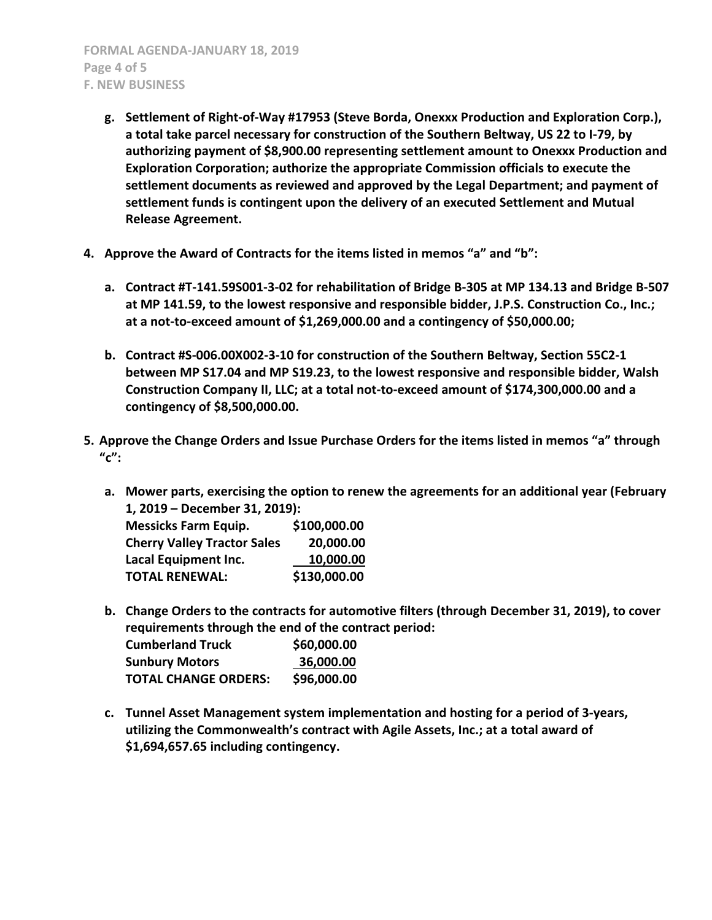g. **Settlement of Right-of-Way #17953 (Steve Borda, Onexxx Production and Exploration Corp.), a total take parcel necessary for construction of the Southern Beltway, US 22 to I-79, by authorizing payment of $8,900.00 representing settlement amount to Onexxx Production and Exploration Corporation; authorize the appropriate Commission officials to execute the settlement documents as reviewed and approved by the Legal Department; and payment of settlement funds is contingent upon the delivery of an executed Settlement and Mutual Release Agreement.**

4. **Approve the Award of Contracts for the items listed in memos "a" and "b":**

   a. **Contract #T-141.59S001-3-02 for rehabilitation of Bridge B-305 at MP 134.13 and Bridge B-507 at MP 141.59, to the lowest responsive and responsible bidder, J.P.S. Construction Co., Inc.; at a not-to-exceed amount of $1,269,000.00 and a contingency of $50,000.00;**

   b. **Contract #S-006.00X002-3-10 for construction of the Southern Beltway, Section 55C2-1 between MP S17.04 and MP S19.23, to the lowest responsive and responsible bidder, Walsh Construction Company II, LLC; at a total not-to-exceed amount of $174,300,000.00 and a contingency of $8,500,000.00.**

5. **Approve the Change Orders and Issue Purchase Orders for the items listed in memos "a" through "c":**

   a. **Mower parts, exercising the option to renew the agreements for an additional year (February 1, 2019 – December 31, 2019):**

   | | |
   |---|---|
   | **Messicks Farm Equip.** | **$100,000.00** |
   | **Cherry Valley Tractor Sales** | **20,000.00** |
   | **Lacal Equipment Inc.** | **10,000.00** |
   | **TOTAL RENEWAL:** | **$130,000.00** |

   b. **Change Orders to the contracts for automotive filters (through December 31, 2019), to cover requirements through the end of the contract period:**

   | | |
   |---|---|
   | **Cumberland Truck** | **$60,000.00** |
   | **Sunbury Motors** | **36,000.00** |
   | **TOTAL CHANGE ORDERS:** | **$96,000.00** |

   c. **Tunnel Asset Management system implementation and hosting for a period of 3-years, utilizing the Commonwealth's contract with Agile Assets, Inc.; at a total award of $1,694,657.65 including contingency.**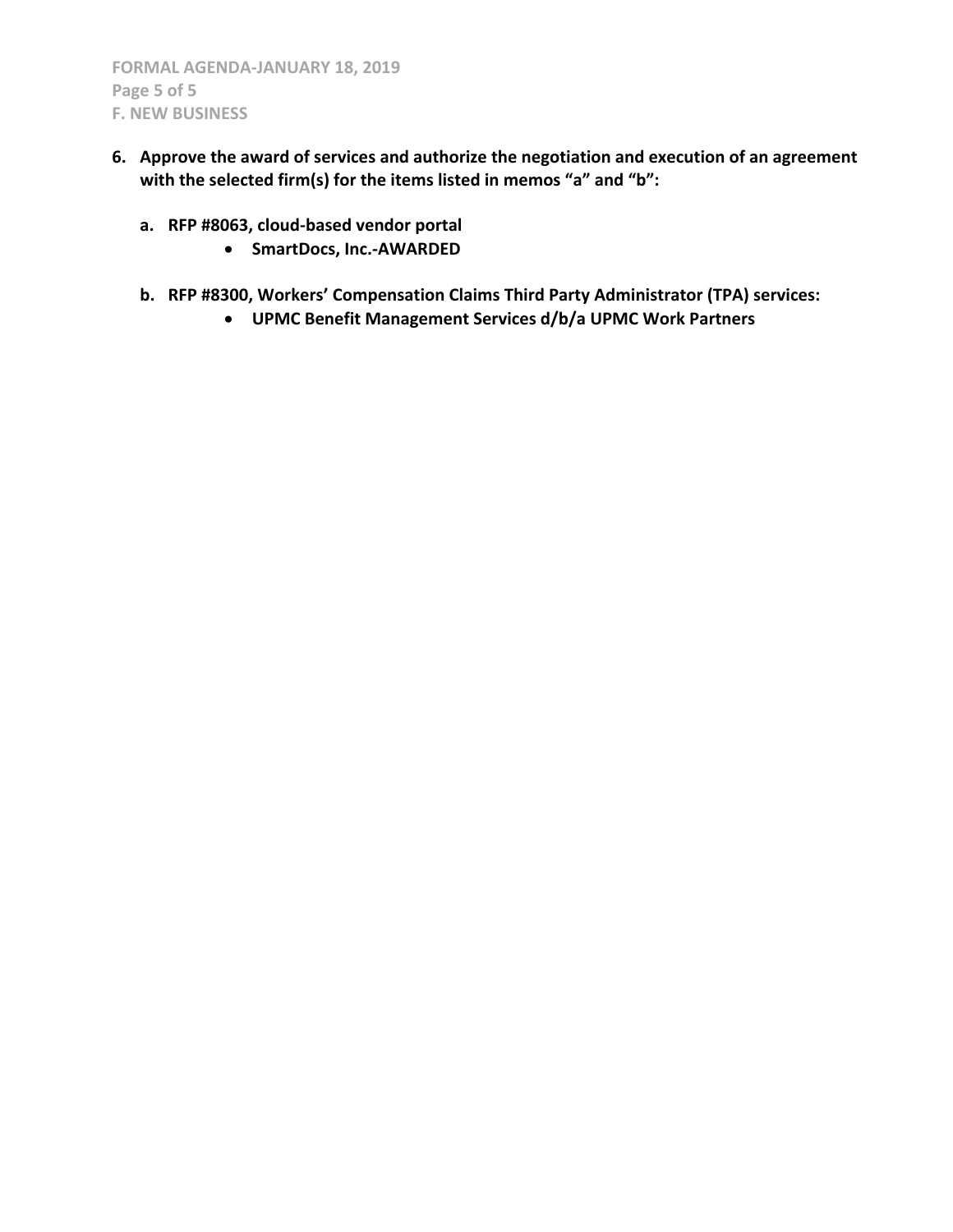6. **Approve the award of services and authorize the negotiation and execution of an agreement with the selected firm(s) for the items listed in memos "a" and "b":**

   a. **RFP #8063, cloud-based vendor portal**
      - **SmartDocs, Inc.-AWARDED**

   b. **RFP #8300, Workers' Compensation Claims Third Party Administrator (TPA) services:**
      - **UPMC Benefit Management Services d/b/a UPMC Work Partners**